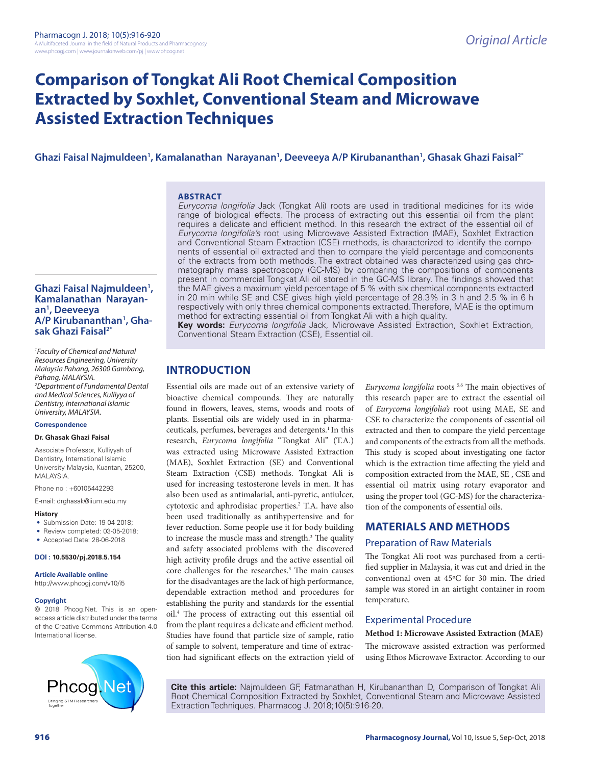Original Article

# Comparison of Tongkat Ali Root Chemical Composition Extracted by Soxhlet, Conventional Steam and Microwave Assisted Extraction Techniques

**Ghazi Faisal Najmuldeen[1], Kamalanathan Narayanan[1], Deeveeya A/P Kirubananthan[1], Ghasak Ghazi Faisal[2*]**

## ABSTRACT

*Eurycoma longifolia* Jack (Tongkat Ali) roots are used in traditional medicines for its wide range of biological effects. The process of extracting out this essential oil from the plant requires a delicate and efficient method. In this research the extract of the essential oil of *Eurycoma longifolia's* root using Microwave Assisted Extraction (MAE), Soxhlet Extraction and Conventional Steam Extraction (CSE) methods, is characterized to identify the components of essential oil extracted and then to compare the yield percentage and components of the extracts from both methods. The extract obtained was characterized using gas chromatography mass spectroscopy (GC-MS) by comparing the compositions of components present in commercial Tongkat Ali oil stored in the GC-MS library. The findings showed that the MAE gives a maximum yield percentage of 5 % with six chemical components extracted in 20 min while SE and CSE gives high yield percentage of 28.3% in 3 h and 2.5 % in 6 h respectively with only three chemical components extracted. Therefore, MAE is the optimum method for extracting essential oil from Tongkat Ali with a high quality.

**Key words:** *Eurycoma longifolia* Jack, Microwave Assisted Extraction, Soxhlet Extraction, Conventional Steam Extraction (CSE), Essential oil.

**Ghazi Faisal Najmuldeen[1], Kamalanathan Narayanan[1], Deeveeya A/P Kirubananthan[1], Ghasak Ghazi Faisal[2*]**

*[1]Faculty of Chemical and Natural Resources Engineering, University Malaysia Pahang, 26300 Gambang, Pahang, MALAYSIA.*
*[2]Department of Fundamental Dental and Medical Sciences, Kulliyya of Dentistry, International Islamic University, MALAYSIA.*

**Correspondence**

**Dr. Ghasak Ghazi Faisal**

Associate Professor, Kulliyyah of Dentistry, International Islamic University Malaysia, Kuantan, 25200, MALAYSIA.

Phone no : +60105442293

E-mail: drghasak@iium.edu.my

**History**

- Submission Date: 19-04-2018;
- Review completed: 03-05-2018;
- Accepted Date: 28-06-2018

**DOI : 10.5530/pj.2018.5.154**

**Article Available online**

http://www.phcogj.com/v10/i5

**Copyright**

© 2018 Phcog.Net. This is an open-access article distributed under the terms of the Creative Commons Attribution 4.0 International license.

## INTRODUCTION

Essential oils are made out of an extensive variety of bioactive chemical compounds. They are naturally found in flowers, leaves, stems, woods and roots of plants. Essential oils are widely used in in pharmaceuticals, perfumes, beverages and detergents.[1] In this research, *Eurycoma longifolia* "Tongkat Ali" (T.A.) was extracted using Microwave Assisted Extraction (MAE), Soxhlet Extraction (SE) and Conventional Steam Extraction (CSE) methods. Tongkat Ali is used for increasing testosterone levels in men. It has also been used as antimalarial, anti-pyretic, antiulcer, cytotoxic and aphrodisiac properties.[2] T.A. have also been used traditionally as antihypertensive and for fever reduction. Some people use it for body building to increase the muscle mass and strength.[3] The quality and safety associated problems with the discovered high activity profile drugs and the active essential oil core challenges for the researches.[3] The main causes for the disadvantages are the lack of high performance, dependable extraction method and procedures for establishing the purity and standards for the essential oil.[4] The process of extracting out this essential oil from the plant requires a delicate and efficient method. Studies have found that particle size of sample, ratio of sample to solvent, temperature and time of extraction had significant effects on the extraction yield of *Eurycoma longifolia* roots [5,6] The main objectives of this research paper are to extract the essential oil of *Eurycoma longifolia's* root using MAE, SE and CSE to characterize the components of essential oil extracted and then to compare the yield percentage and components of the extracts from all the methods. This study is scoped about investigating one factor which is the extraction time affecting the yield and composition extracted from the MAE, SE , CSE and essential oil matrix using rotary evaporator and using the proper tool (GC-MS) for the characterization of the components of essential oils.

## MATERIALS AND METHODS

### Preparation of Raw Materials

The Tongkat Ali root was purchased from a certified supplier in Malaysia, it was cut and dried in the conventional oven at 45ºC for 30 min. The dried sample was stored in an airtight container in room temperature.

### Experimental Procedure

**Method 1: Microwave Assisted Extraction (MAE)**

The microwave assisted extraction was performed using Ethos Microwave Extractor. According to our

**Cite this article:** Najmuldeen GF, Fatmanathan H, Kirubananthan D, Comparison of Tongkat Ali Root Chemical Composition Extracted by Soxhlet, Conventional Steam and Microwave Assisted Extraction Techniques. Pharmacog J. 2018;10(5):916-20.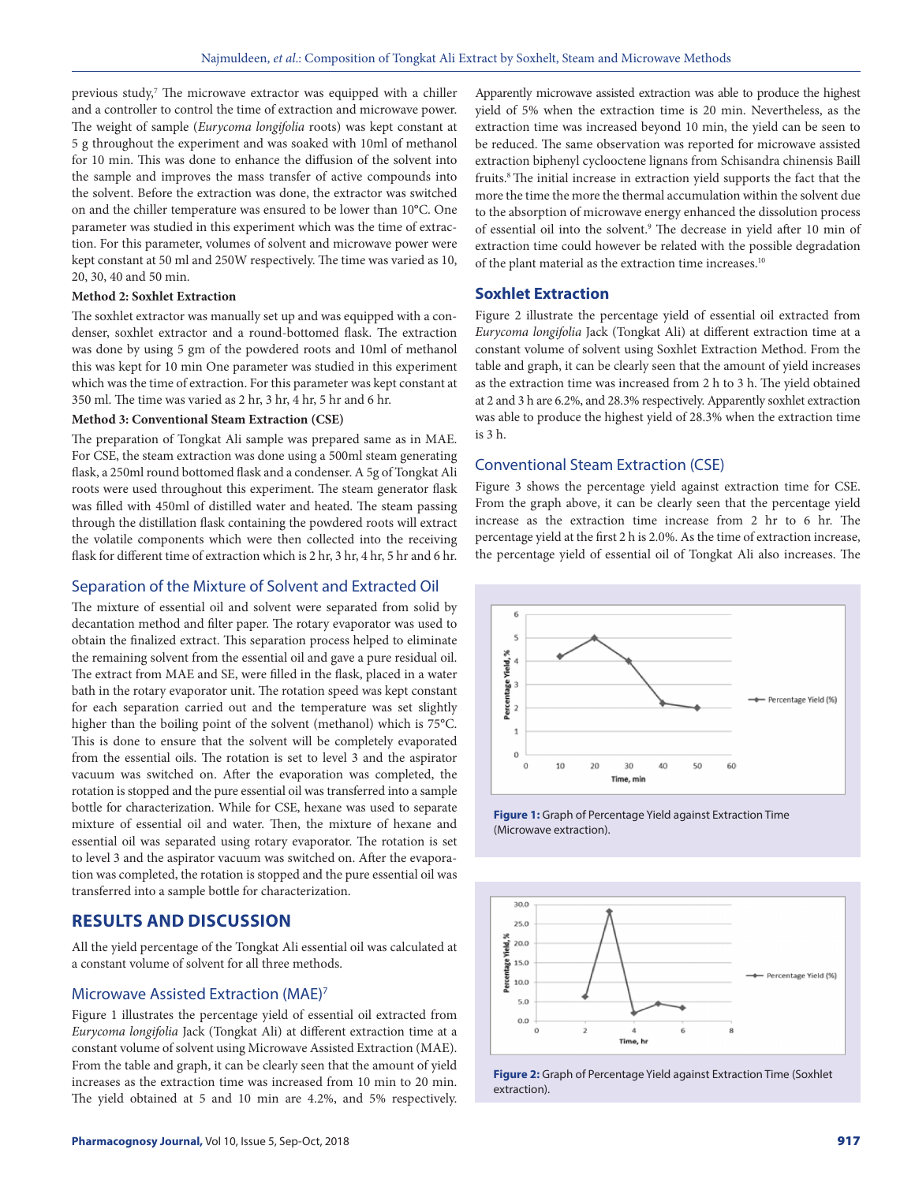previous study,[7] The microwave extractor was equipped with a chiller and a controller to control the time of extraction and microwave power. The weight of sample (*Eurycoma longifolia* roots) was kept constant at 5 g throughout the experiment and was soaked with 10ml of methanol for 10 min. This was done to enhance the diffusion of the solvent into the sample and improves the mass transfer of active compounds into the solvent. Before the extraction was done, the extractor was switched on and the chiller temperature was ensured to be lower than 10°C. One parameter was studied in this experiment which was the time of extraction. For this parameter, volumes of solvent and microwave power were kept constant at 50 ml and 250W respectively. The time was varied as 10, 20, 30, 40 and 50 min.

**Method 2: Soxhlet Extraction**

The soxhlet extractor was manually set up and was equipped with a condenser, soxhlet extractor and a round-bottomed flask. The extraction was done by using 5 gm of the powdered roots and 10ml of methanol this was kept for 10 min One parameter was studied in this experiment which was the time of extraction. For this parameter was kept constant at 350 ml. The time was varied as 2 hr, 3 hr, 4 hr, 5 hr and 6 hr.

**Method 3: Conventional Steam Extraction (CSE)**

The preparation of Tongkat Ali sample was prepared same as in MAE. For CSE, the steam extraction was done using a 500ml steam generating flask, a 250ml round bottomed flask and a condenser. A 5g of Tongkat Ali roots were used throughout this experiment. The steam generator flask was filled with 450ml of distilled water and heated. The steam passing through the distillation flask containing the powdered roots will extract the volatile components which were then collected into the receiving flask for different time of extraction which is 2 hr, 3 hr, 4 hr, 5 hr and 6 hr.

### Separation of the Mixture of Solvent and Extracted Oil

The mixture of essential oil and solvent were separated from solid by decantation method and filter paper. The rotary evaporator was used to obtain the finalized extract. This separation process helped to eliminate the remaining solvent from the essential oil and gave a pure residual oil. The extract from MAE and SE, were filled in the flask, placed in a water bath in the rotary evaporator unit. The rotation speed was kept constant for each separation carried out and the temperature was set slightly higher than the boiling point of the solvent (methanol) which is 75°C. This is done to ensure that the solvent will be completely evaporated from the essential oils. The rotation is set to level 3 and the aspirator vacuum was switched on. After the evaporation was completed, the rotation is stopped and the pure essential oil was transferred into a sample bottle for characterization. While for CSE, hexane was used to separate mixture of essential oil and water. Then, the mixture of hexane and essential oil was separated using rotary evaporator. The rotation is set to level 3 and the aspirator vacuum was switched on. After the evaporation was completed, the rotation is stopped and the pure essential oil was transferred into a sample bottle for characterization.

## RESULTS AND DISCUSSION

All the yield percentage of the Tongkat Ali essential oil was calculated at a constant volume of solvent for all three methods.

### Microwave Assisted Extraction (MAE)[7]

Figure 1 illustrates the percentage yield of essential oil extracted from *Eurycoma longifolia* Jack (Tongkat Ali) at different extraction time at a constant volume of solvent using Microwave Assisted Extraction (MAE). From the table and graph, it can be clearly seen that the amount of yield increases as the extraction time was increased from 10 min to 20 min. The yield obtained at 5 and 10 min are 4.2%, and 5% respectively. Apparently microwave assisted extraction was able to produce the highest yield of 5% when the extraction time is 20 min. Nevertheless, as the extraction time was increased beyond 10 min, the yield can be seen to be reduced. The same observation was reported for microwave assisted extraction biphenyl cyclooctene lignans from Schisandra chinensis Baill fruits.[8] The initial increase in extraction yield supports the fact that the more the time the more the thermal accumulation within the solvent due to the absorption of microwave energy enhanced the dissolution process of essential oil into the solvent.[9] The decrease in yield after 10 min of extraction time could however be related with the possible degradation of the plant material as the extraction time increases.[10]

### Soxhlet Extraction

Figure 2 illustrate the percentage yield of essential oil extracted from *Eurycoma longifolia* Jack (Tongkat Ali) at different extraction time at a constant volume of solvent using Soxhlet Extraction Method. From the table and graph, it can be clearly seen that the amount of yield increases as the extraction time was increased from 2 h to 3 h. The yield obtained at 2 and 3 h are 6.2%, and 28.3% respectively. Apparently soxhlet extraction was able to produce the highest yield of 28.3% when the extraction time is 3 h.

### Conventional Steam Extraction (CSE)

Figure 3 shows the percentage yield against extraction time for CSE. From the graph above, it can be clearly seen that the percentage yield increase as the extraction time increase from 2 hr to 6 hr. The percentage yield at the first 2 h is 2.0%. As the time of extraction increase, the percentage yield of essential oil of Tongkat Ali also increases. The

Percentage Yield, %
6
5
4
3
2
1
0
0 10 20 30 40 50 60
Time, min
Percentage Yield (%)

**Figure 1:** Graph of Percentage Yield against Extraction Time (Microwave extraction).

Percentage Yield, %
30.0
25.0
20.0
15.0
10.0
5.0
0.0
0 2 4 6 8
Time, hr
Percentage Yield (%)

**Figure 2:** Graph of Percentage Yield against Extraction Time (Soxhlet extraction).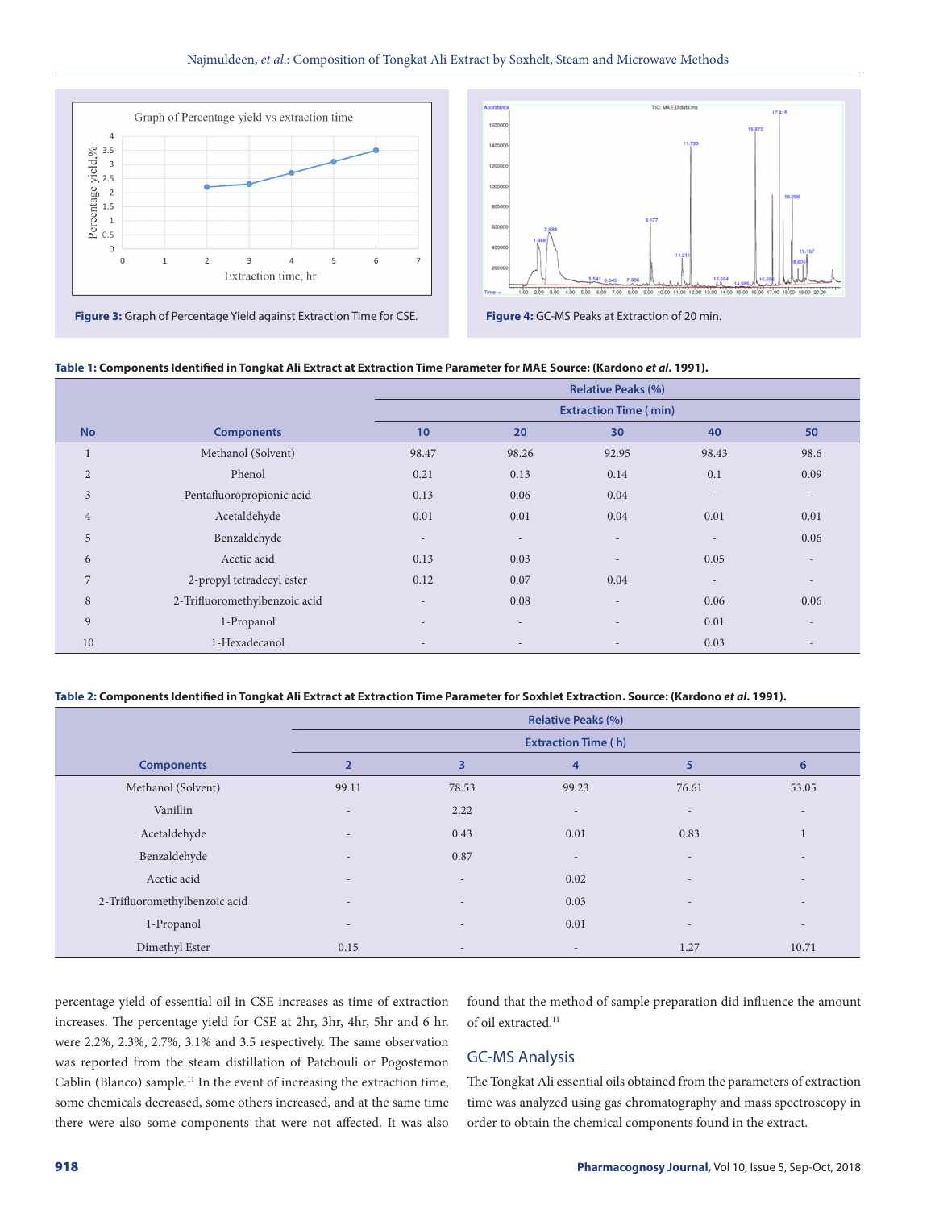Graph of Percentage yield vs extraction time

Percentage yield,%

4
3.5
3
2.5
2
1.5
1
0.5
0

0 1 2 3 4 5 6 7

Extraction time, hr

**Figure 3:** Graph of Percentage Yield against Extraction Time for CSE.

Abundance

TIC: MAE D\data.ms

1600000
1400000
1200000
1000000
800000
600000
400000
200000

Time-->

1.00 2.00 3.00 4.00 5.00 6.00 7.00 8.00 9.00 10.00 11.00 12.00 13.00 14.00 15.00 16.00 17.00 18.00 19.00 20.00

1.988 2.699 5.541 6.545 7.985 9.177 11.211 11.733 13.604 14.996 15.872 16.596 17.415 18.208 18.605 19.167

**Figure 4:** GC-MS Peaks at Extraction of 20 min.

**Table 1: Components Identified in Tongkat Ali Extract at Extraction Time Parameter for MAE Source: (Kardono *et al*. 1991).**

| | | Relative Peaks (%) | | | | |
|---|---|---|---|---|---|---|
| | | Extraction Time ( min) | | | | |
| No | Components | 10 | 20 | 30 | 40 | 50 |
| 1 | Methanol (Solvent) | 98.47 | 98.26 | 92.95 | 98.43 | 98.6 |
| 2 | Phenol | 0.21 | 0.13 | 0.14 | 0.1 | 0.09 |
| 3 | Pentafluoropropionic acid | 0.13 | 0.06 | 0.04 | - | - |
| 4 | Acetaldehyde | 0.01 | 0.01 | 0.04 | 0.01 | 0.01 |
| 5 | Benzaldehyde | - | - | - | - | 0.06 |
| 6 | Acetic acid | 0.13 | 0.03 | - | 0.05 | - |
| 7 | 2-propyl tetradecyl ester | 0.12 | 0.07 | 0.04 | - | - |
| 8 | 2-Trifluoromethylbenzoic acid | - | 0.08 | - | 0.06 | 0.06 |
| 9 | 1-Propanol | - | - | - | 0.01 | - |
| 10 | 1-Hexadecanol | - | - | - | 0.03 | - |

**Table 2: Components Identified in Tongkat Ali Extract at Extraction Time Parameter for Soxhlet Extraction. Source: (Kardono *et al*. 1991).**

| | Relative Peaks (%) | | | | |
|---|---|---|---|---|---|
| | Extraction Time ( h) | | | | |
| Components | 2 | 3 | 4 | 5 | 6 |
| Methanol (Solvent) | 99.11 | 78.53 | 99.23 | 76.61 | 53.05 |
| Vanillin | - | 2.22 | - | - | - |
| Acetaldehyde | - | 0.43 | 0.01 | 0.83 | 1 |
| Benzaldehyde | - | 0.87 | - | - | - |
| Acetic acid | - | - | 0.02 | - | - |
| 2-Trifluoromethylbenzoic acid | - | - | 0.03 | - | - |
| 1-Propanol | - | - | 0.01 | - | - |
| Dimethyl Ester | 0.15 | - | - | 1.27 | 10.71 |

percentage yield of essential oil in CSE increases as time of extraction increases. The percentage yield for CSE at 2hr, 3hr, 4hr, 5hr and 6 hr. were 2.2%, 2.3%, 2.7%, 3.1% and 3.5 respectively. The same observation was reported from the steam distillation of Patchouli or Pogostemon Cablin (Blanco) sample.[11] In the event of increasing the extraction time, some chemicals decreased, some others increased, and at the same time there were also some components that were not affected. It was also found that the method of sample preparation did influence the amount of oil extracted.[11]

## GC-MS Analysis

The Tongkat Ali essential oils obtained from the parameters of extraction time was analyzed using gas chromatography and mass spectroscopy in order to obtain the chemical components found in the extract.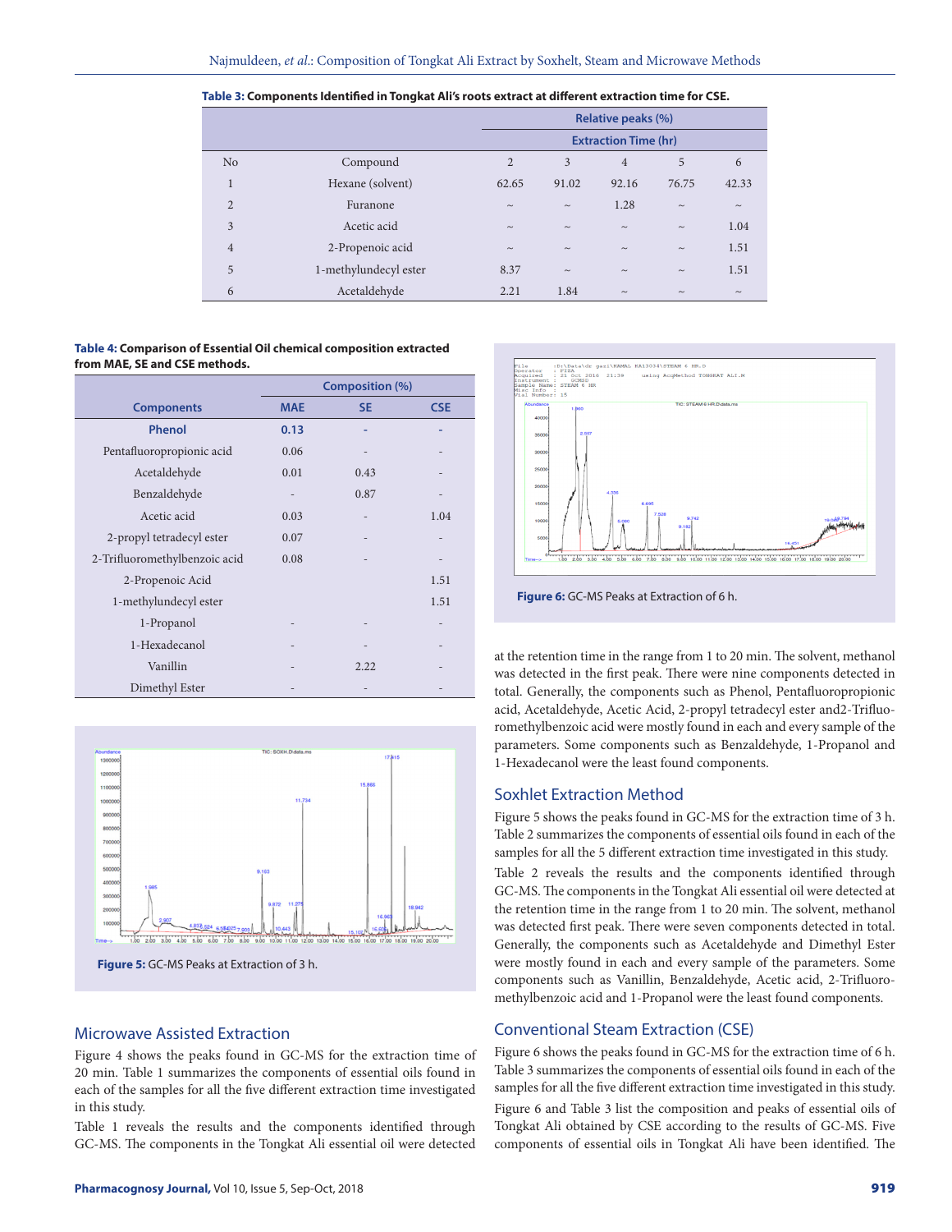**Table 3:** Components Identified in Tongkat Ali's roots extract at different extraction time for CSE.

| | | Relative peaks (%) | | | | |
|---|---|---|---|---|---|---|
| | | Extraction Time (hr) | | | | |
| No | Compound | 2 | 3 | 4 | 5 | 6 |
| 1 | Hexane (solvent) | 62.65 | 91.02 | 92.16 | 76.75 | 42.33 |
| 2 | Furanone | ~ | ~ | 1.28 | ~ | ~ |
| 3 | Acetic acid | ~ | ~ | ~ | ~ | 1.04 |
| 4 | 2-Propenoic acid | ~ | ~ | ~ | ~ | 1.51 |
| 5 | 1-methylundecyl ester | 8.37 | ~ | ~ | ~ | 1.51 |
| 6 | Acetaldehyde | 2.21 | 1.84 | ~ | ~ | ~ |

**Table 4:** Comparison of Essential Oil chemical composition extracted from MAE, SE and CSE methods.

| | Composition (%) | | |
|---|---|---|---|
| Components | MAE | SE | CSE |
| **Phenol** | **0.13** | - | - |
| Pentafluoropropionic acid | 0.06 | - | - |
| Acetaldehyde | 0.01 | 0.43 | - |
| Benzaldehyde | - | 0.87 | - |
| Acetic acid | 0.03 | - | 1.04 |
| 2-propyl tetradecyl ester | 0.07 | - | - |
| 2-Trifluoromethylbenzoic acid | 0.08 | - | - |
| 2-Propenoic Acid | | | 1.51 |
| 1-methylundecyl ester | | | 1.51 |
| 1-Propanol | - | - | - |
| 1-Hexadecanol | - | - | - |
| Vanillin | - | 2.22 | - |
| Dimethyl Ester | - | - | - |

Abundance
TIC: SOXH.D\data.ms
1.985
2.907
9.153
9.872
11.275
10.443
11.734
15.866
17.415
16.963
18.942
Time-->

**Figure 5:** GC-MS Peaks at Extraction of 3 h.

## Microwave Assisted Extraction

Figure 4 shows the peaks found in GC-MS for the extraction time of 20 min. Table 1 summarizes the components of essential oils found in each of the samples for all the five different extraction time investigated in this study.

Table 1 reveals the results and the components identified through GC-MS. The components in the Tongkat Ali essential oil were detected at the retention time in the range from 1 to 20 min. The solvent, methanol was detected in the first peak. There were nine components detected in total. Generally, the components such as Phenol, Pentafluoropropionic acid, Acetaldehyde, Acetic Acid, 2-propyl tetradecyl ester and2-Trifluoromethylbenzoic acid were mostly found in each and every sample of the parameters. Some components such as Benzaldehyde, 1-Propanol and 1-Hexadecanol were the least found components.

Abundance
TIC: STEAM 6 HR.D\data.ms
1.960
2.597
4.336
5.080
6.895
7.528
9.182
9.742
15.451
19.794
Time-->

**Figure 6:** GC-MS Peaks at Extraction of 6 h.

## Soxhlet Extraction Method

Figure 5 shows the peaks found in GC-MS for the extraction time of 3 h. Table 2 summarizes the components of essential oils found in each of the samples for all the 5 different extraction time investigated in this study.

Table 2 reveals the results and the components identified through GC-MS. The components in the Tongkat Ali essential oil were detected at the retention time in the range from 1 to 20 min. The solvent, methanol was detected first peak. There were seven components detected in total. Generally, the components such as Acetaldehyde and Dimethyl Ester were mostly found in each and every sample of the parameters. Some components such as Vanillin, Benzaldehyde, Acetic acid, 2-Trifluoromethylbenzoic acid and 1-Propanol were the least found components.

## Conventional Steam Extraction (CSE)

Figure 6 shows the peaks found in GC-MS for the extraction time of 6 h. Table 3 summarizes the components of essential oils found in each of the samples for all the five different extraction time investigated in this study.

Figure 6 and Table 3 list the composition and peaks of essential oils of Tongkat Ali obtained by CSE according to the results of GC-MS. Five components of essential oils in Tongkat Ali have been identified. The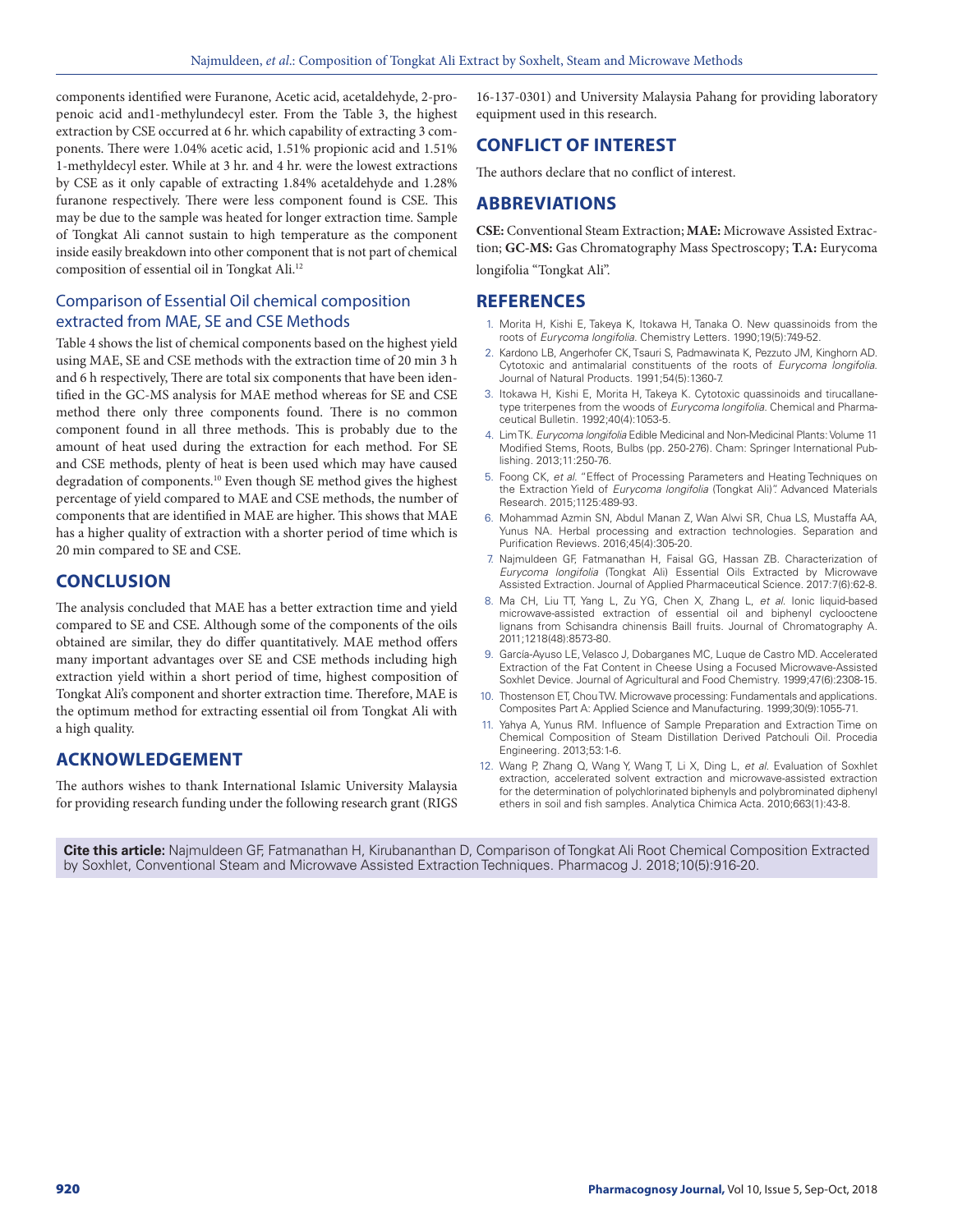components identified were Furanone, Acetic acid, acetaldehyde, 2-propenoic acid and1-methylundecyl ester. From the Table 3, the highest extraction by CSE occurred at 6 hr. which capability of extracting 3 components. There were 1.04% acetic acid, 1.51% propionic acid and 1.51% 1-methyldecyl ester. While at 3 hr. and 4 hr. were the lowest extractions by CSE as it only capable of extracting 1.84% acetaldehyde and 1.28% furanone respectively. There were less component found is CSE. This may be due to the sample was heated for longer extraction time. Sample of Tongkat Ali cannot sustain to high temperature as the component inside easily breakdown into other component that is not part of chemical composition of essential oil in Tongkat Ali.[12]

## Comparison of Essential Oil chemical composition extracted from MAE, SE and CSE Methods

Table 4 shows the list of chemical components based on the highest yield using MAE, SE and CSE methods with the extraction time of 20 min 3 h and 6 h respectively, There are total six components that have been identified in the GC-MS analysis for MAE method whereas for SE and CSE method there only three components found. There is no common component found in all three methods. This is probably due to the amount of heat used during the extraction for each method. For SE and CSE methods, plenty of heat is been used which may have caused degradation of components.[10] Even though SE method gives the highest percentage of yield compared to MAE and CSE methods, the number of components that are identified in MAE are higher. This shows that MAE has a higher quality of extraction with a shorter period of time which is 20 min compared to SE and CSE.

## CONCLUSION

The analysis concluded that MAE has a better extraction time and yield compared to SE and CSE. Although some of the components of the oils obtained are similar, they do differ quantitatively. MAE method offers many important advantages over SE and CSE methods including high extraction yield within a short period of time, highest composition of Tongkat Ali's component and shorter extraction time. Therefore, MAE is the optimum method for extracting essential oil from Tongkat Ali with a high quality.

## ACKNOWLEDGEMENT

The authors wishes to thank International Islamic University Malaysia for providing research funding under the following research grant (RIGS 16-137-0301) and University Malaysia Pahang for providing laboratory equipment used in this research.

## CONFLICT OF INTEREST

The authors declare that no conflict of interest.

## ABBREVIATIONS

**CSE:** Conventional Steam Extraction; **MAE:** Microwave Assisted Extraction; **GC-MS:** Gas Chromatography Mass Spectroscopy; **T.A:** Eurycoma longifolia "Tongkat Ali".

## REFERENCES

1. Morita H, Kishi E, Takeya K, Itokawa H, Tanaka O. New quassinoids from the roots of *Eurycoma longifolia*. Chemistry Letters. 1990;19(5):749-52.
2. Kardono LB, Angerhofer CK, Tsauri S, Padmawinata K, Pezzuto JM, Kinghorn AD. Cytotoxic and antimalarial constituents of the roots of *Eurycoma longifolia*. Journal of Natural Products. 1991;54(5):1360-7.
3. Itokawa H, Kishi E, Morita H, Takeya K. Cytotoxic quassinoids and tirucallane-type triterpenes from the woods of *Eurycoma longifolia*. Chemical and Pharmaceutical Bulletin. 1992;40(4):1053-5.
4. Lim TK. *Eurycoma longifolia* Edible Medicinal and Non-Medicinal Plants: Volume 11 Modified Stems, Roots, Bulbs (pp. 250-276). Cham: Springer International Publishing. 2013;11:250-76.
5. Foong CK, *et al*. "Effect of Processing Parameters and Heating Techniques on the Extraction Yield of *Eurycoma longifolia* (Tongkat Ali)". Advanced Materials Research. 2015;1125:489-93.
6. Mohammad Azmin SN, Abdul Manan Z, Wan Alwi SR, Chua LS, Mustaffa AA, Yunus NA. Herbal processing and extraction technologies. Separation and Purification Reviews. 2016;45(4):305-20.
7. Najmuldeen GF, Fatmanathan H, Faisal GG, Hassan ZB. Characterization of *Eurycoma longifolia* (Tongkat Ali) Essential Oils Extracted by Microwave Assisted Extraction. Journal of Applied Pharmaceutical Science. 2017:7(6):62-8.
8. Ma CH, Liu TT, Yang L, Zu YG, Chen X, Zhang L, *et al*. Ionic liquid-based microwave-assisted extraction of essential oil and biphenyl cyclooctene lignans from Schisandra chinensis Baill fruits. Journal of Chromatography A. 2011;1218(48):8573-80.
9. García-Ayuso LE, Velasco J, Dobarganes MC, Luque de Castro MD. Accelerated Extraction of the Fat Content in Cheese Using a Focused Microwave-Assisted Soxhlet Device. Journal of Agricultural and Food Chemistry. 1999;47(6):2308-15.
10. Thostenson ET, Chou TW. Microwave processing: Fundamentals and applications. Composites Part A: Applied Science and Manufacturing. 1999;30(9):1055-71.
11. Yahya A, Yunus RM. Influence of Sample Preparation and Extraction Time on Chemical Composition of Steam Distillation Derived Patchouli Oil. Procedia Engineering. 2013;53:1-6.
12. Wang P, Zhang Q, Wang Y, Wang T, Li X, Ding L, *et al*. Evaluation of Soxhlet extraction, accelerated solvent extraction and microwave-assisted extraction for the determination of polychlorinated biphenyls and polybrominated diphenyl ethers in soil and fish samples. Analytica Chimica Acta. 2010;663(1):43-8.

**Cite this article:** Najmuldeen GF, Fatmanathan H, Kirubananthan D, Comparison of Tongkat Ali Root Chemical Composition Extracted by Soxhlet, Conventional Steam and Microwave Assisted Extraction Techniques. Pharmacog J. 2018;10(5):916-20.